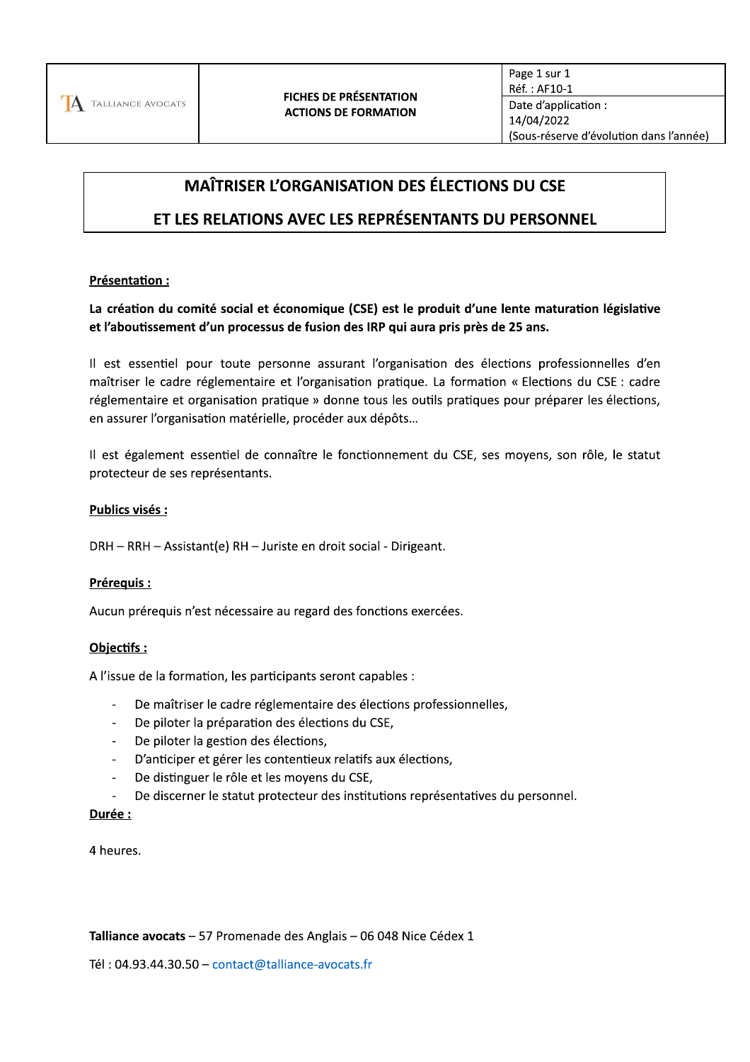| TA Talliance Avocats | FICHES DE PRÉSENTATION ACTIONS DE FORMATION | Page 1 sur 1<br>Réf. : AF10-1 |
| --- | --- | --- |
| | | Date d'application :<br>14/04/2022<br>(Sous-réserve d'évolution dans l'année) |

# MAÎTRISER L'ORGANISATION DES ÉLECTIONS DU CSE ET LES RELATIONS AVEC LES REPRÉSENTANTS DU PERSONNEL

## Présentation :

**La création du comité social et économique (CSE) est le produit d'une lente maturation législative et l'aboutissement d'un processus de fusion des IRP qui aura pris près de 25 ans.**

Il est essentiel pour toute personne assurant l'organisation des élections professionnelles d'en maîtriser le cadre réglementaire et l'organisation pratique. La formation « Elections du CSE : cadre réglementaire et organisation pratique » donne tous les outils pratiques pour préparer les élections, en assurer l'organisation matérielle, procéder aux dépôts…

Il est également essentiel de connaître le fonctionnement du CSE, ses moyens, son rôle, le statut protecteur de ses représentants.

## Publics visés :

DRH – RRH – Assistant(e) RH – Juriste en droit social - Dirigeant.

## Prérequis :

Aucun prérequis n'est nécessaire au regard des fonctions exercées.

## Objectifs :

A l'issue de la formation, les participants seront capables :

- De maîtriser le cadre réglementaire des élections professionnelles,
- De piloter la préparation des élections du CSE,
- De piloter la gestion des élections,
- D'anticiper et gérer les contentieux relatifs aux élections,
- De distinguer le rôle et les moyens du CSE,
- De discerner le statut protecteur des institutions représentatives du personnel.

## Durée :

4 heures.

**Talliance avocats** – 57 Promenade des Anglais – 06 048 Nice Cédex 1

Tél : 04.93.44.30.50 – contact@talliance-avocats.fr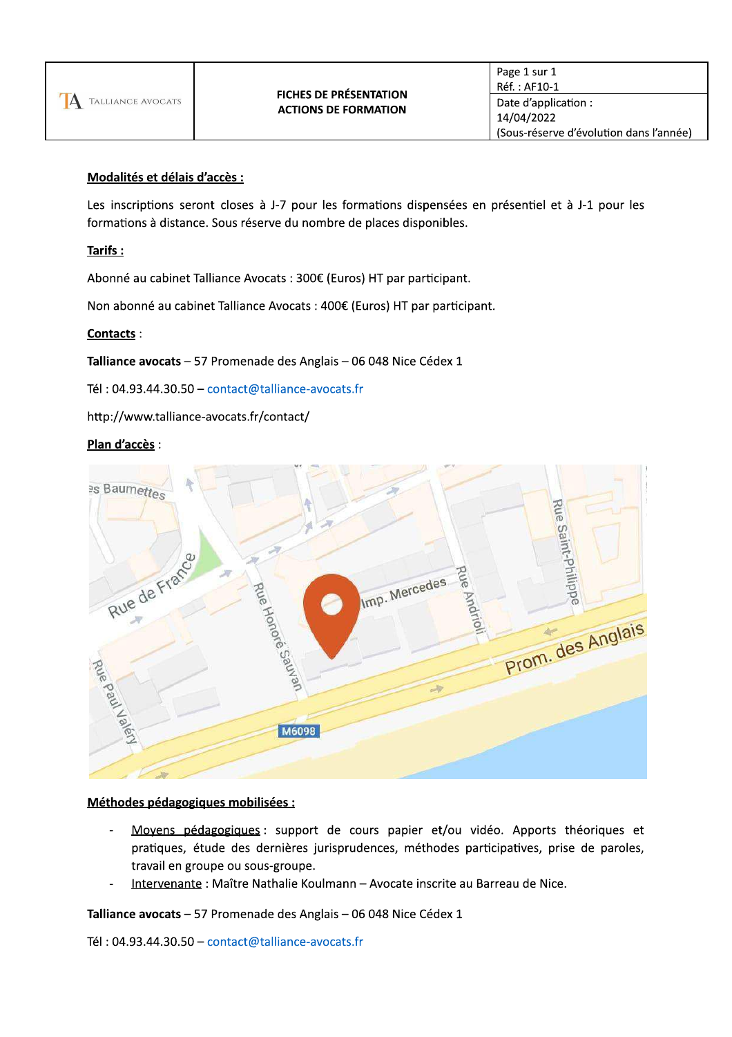**Modalités et délais d'accès :**

Les inscriptions seront closes à J-7 pour les formations dispensées en présentiel et à J-1 pour les formations à distance. Sous réserve du nombre de places disponibles.

**Tarifs :**

Abonné au cabinet Talliance Avocats : 300€ (Euros) HT par participant.

Non abonné au cabinet Talliance Avocats : 400€ (Euros) HT par participant.

**Contacts** :

**Talliance avocats** – 57 Promenade des Anglais – 06 048 Nice Cédex 1

Tél : 04.93.44.30.50 – contact@talliance-avocats.fr

http://www.talliance-avocats.fr/contact/

**Plan d'accès** :

**Méthodes pédagogiques mobilisées :**

- Moyens pédagogiques : support de cours papier et/ou vidéo. Apports théoriques et pratiques, étude des dernières jurisprudences, méthodes participatives, prise de paroles, travail en groupe ou sous-groupe.
- Intervenante : Maître Nathalie Koulmann – Avocate inscrite au Barreau de Nice.

**Talliance avocats** – 57 Promenade des Anglais – 06 048 Nice Cédex 1

Tél : 04.93.44.30.50 – contact@talliance-avocats.fr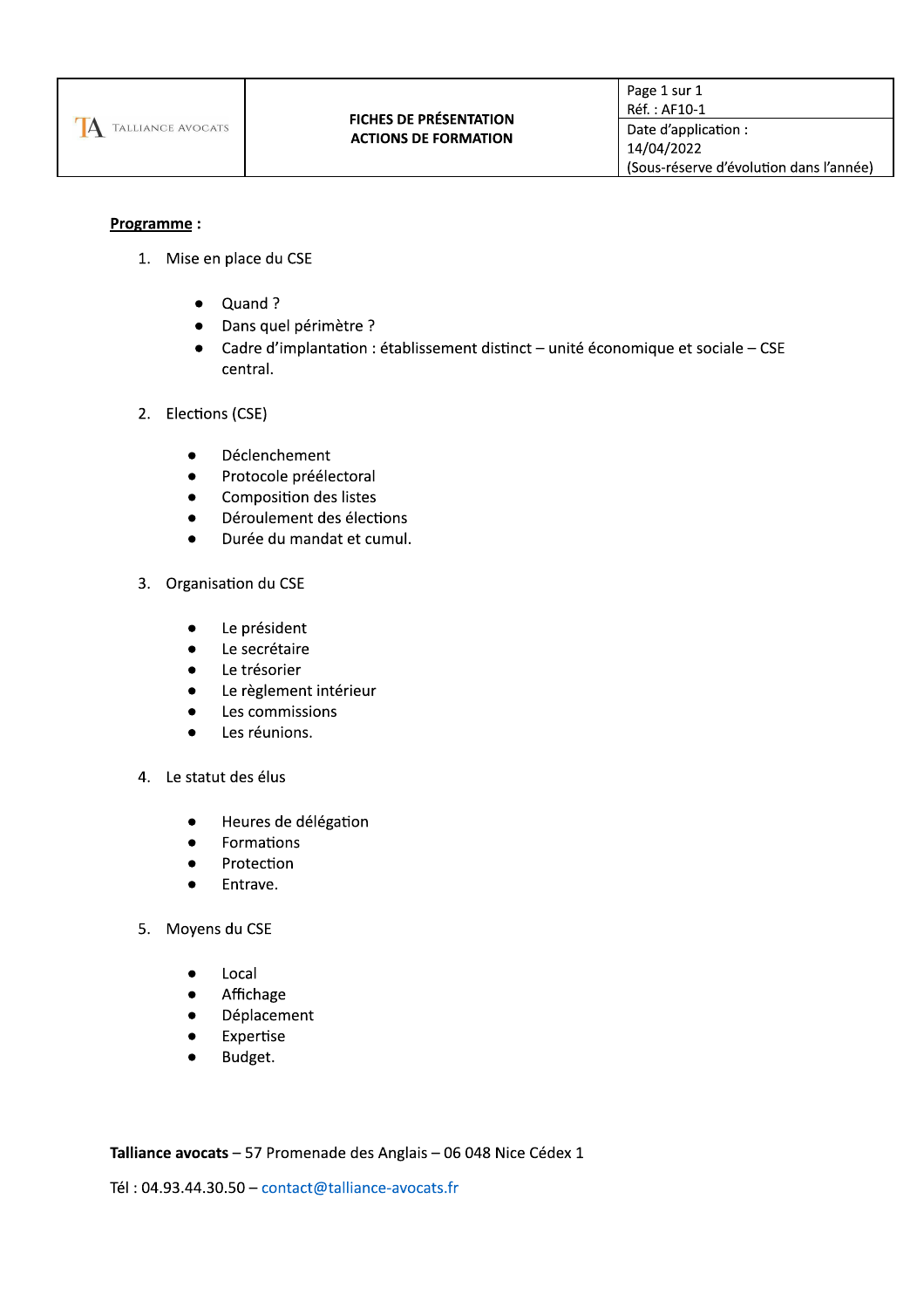| TALLIANCE AVOCATS | FICHES DE PRÉSENTATION ACTIONS DE FORMATION | Page 1 sur 1<br>Réf. : AF10-1 |
| --- | --- | --- |
| | | Date d'application :<br>14/04/2022<br>(Sous-réserve d'évolution dans l'année) |

**Programme :**

1. Mise en place du CSE
   - Quand ?
   - Dans quel périmètre ?
   - Cadre d'implantation : établissement distinct – unité économique et sociale – CSE central.

2. Elections (CSE)
   - Déclenchement
   - Protocole préélectoral
   - Composition des listes
   - Déroulement des élections
   - Durée du mandat et cumul.

3. Organisation du CSE
   - Le président
   - Le secrétaire
   - Le trésorier
   - Le règlement intérieur
   - Les commissions
   - Les réunions.

4. Le statut des élus
   - Heures de délégation
   - Formations
   - Protection
   - Entrave.

5. Moyens du CSE
   - Local
   - Affichage
   - Déplacement
   - Expertise
   - Budget.

**Talliance avocats** – 57 Promenade des Anglais – 06 048 Nice Cédex 1

Tél : 04.93.44.30.50 – contact@talliance-avocats.fr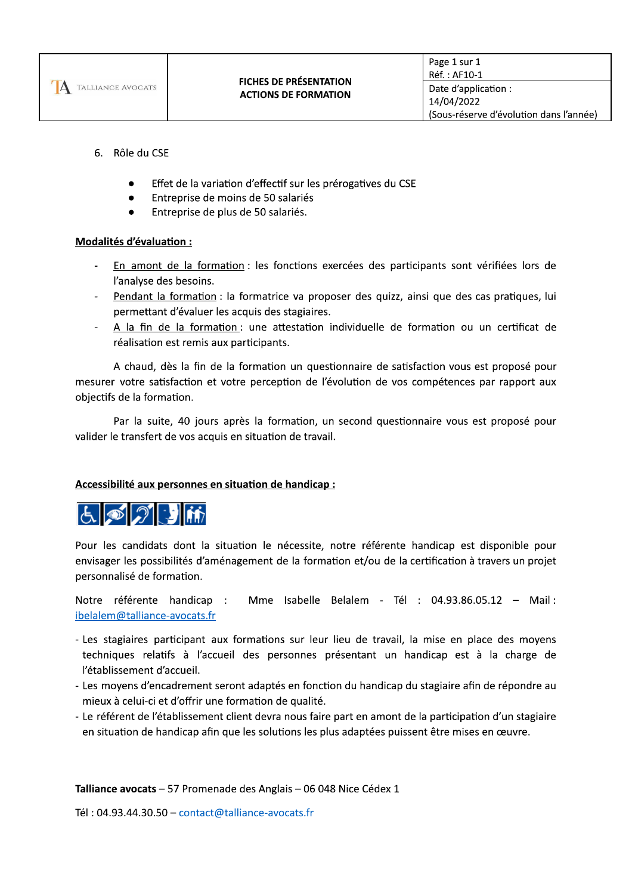6. Rôle du CSE

    - Effet de la variation d'effectif sur les prérogatives du CSE
    - Entreprise de moins de 50 salariés
    - Entreprise de plus de 50 salariés.

**<u>Modalités d'évaluation :</u>**

- <u>En amont de la formation</u> : les fonctions exercées des participants sont vérifiées lors de l'analyse des besoins.
- <u>Pendant la formation</u> : la formatrice va proposer des quizz, ainsi que des cas pratiques, lui permettant d'évaluer les acquis des stagiaires.
- <u>A la fin de la formation</u> : une attestation individuelle de formation ou un certificat de réalisation est remis aux participants.

A chaud, dès la fin de la formation un questionnaire de satisfaction vous est proposé pour mesurer votre satisfaction et votre perception de l'évolution de vos compétences par rapport aux objectifs de la formation.

Par la suite, 40 jours après la formation, un second questionnaire vous est proposé pour valider le transfert de vos acquis en situation de travail.

**<u>Accessibilité aux personnes en situation de handicap :</u>**

Pour les candidats dont la situation le nécessite, notre référente handicap est disponible pour envisager les possibilités d'aménagement de la formation et/ou de la certification à travers un projet personnalisé de formation.

Notre référente handicap : Mme Isabelle Belalem - Tél : 04.93.86.05.12 – Mail : ibelalem@talliance-avocats.fr

- Les stagiaires participant aux formations sur leur lieu de travail, la mise en place des moyens techniques relatifs à l'accueil des personnes présentant un handicap est à la charge de l'établissement d'accueil.
- Les moyens d'encadrement seront adaptés en fonction du handicap du stagiaire afin de répondre au mieux à celui-ci et d'offrir une formation de qualité.
- Le référent de l'établissement client devra nous faire part en amont de la participation d'un stagiaire en situation de handicap afin que les solutions les plus adaptées puissent être mises en œuvre.

**Talliance avocats** – 57 Promenade des Anglais – 06 048 Nice Cédex 1

Tél : 04.93.44.30.50 – contact@talliance-avocats.fr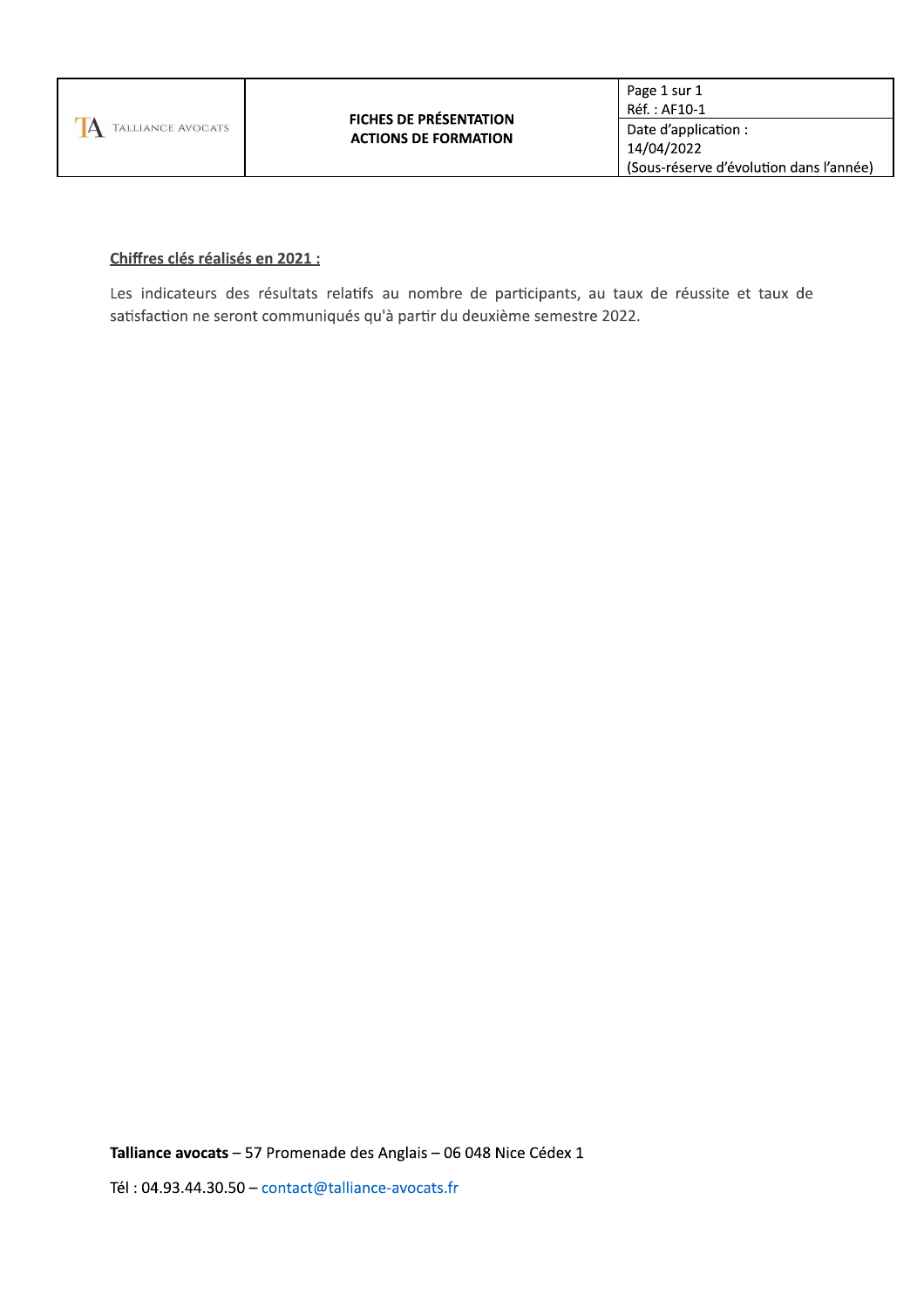**<u>Chiffres clés réalisés en 2021 :</u>**

Les indicateurs des résultats relatifs au nombre de participants, au taux de réussite et taux de satisfaction ne seront communiqués qu'à partir du deuxième semestre 2022.